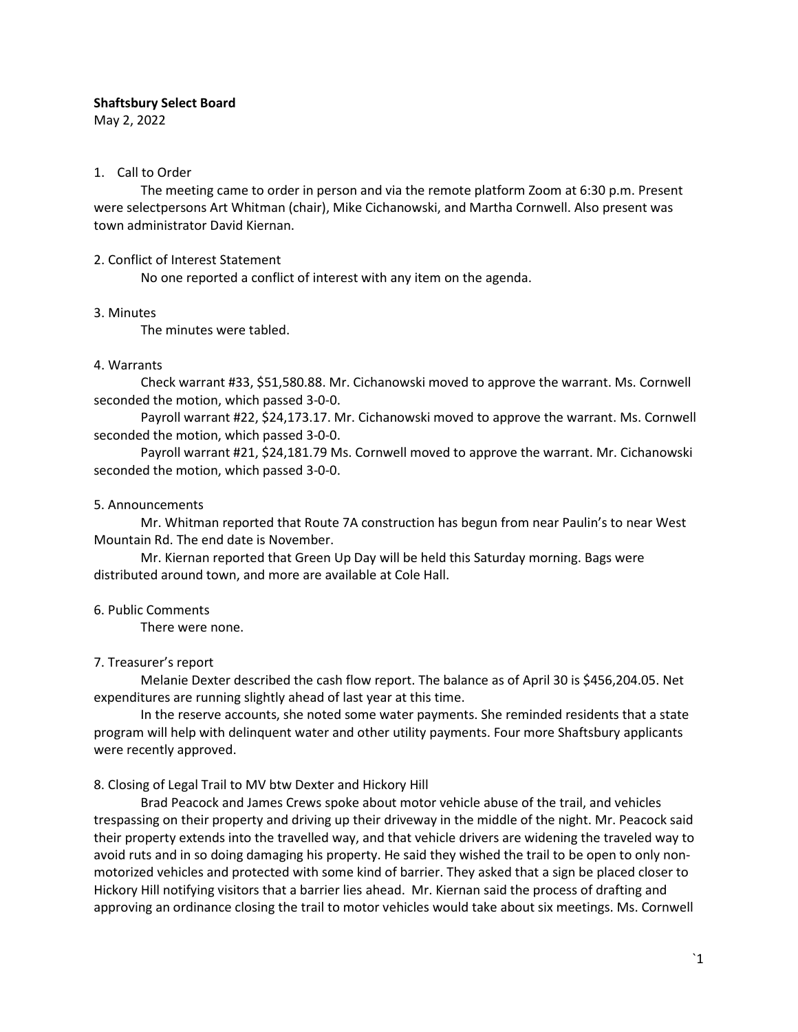**Shaftsbury Select Board**

May 2, 2022

1. Call to Order

The meeting came to order in person and via the remote platform Zoom at 6:30 p.m. Present were selectpersons Art Whitman (chair), Mike Cichanowski, and Martha Cornwell. Also present was town administrator David Kiernan.

2. Conflict of Interest Statement

No one reported a conflict of interest with any item on the agenda.

3. Minutes

The minutes were tabled.

4. Warrants

Check warrant #33, $51,580.88. Mr. Cichanowski moved to approve the warrant. Ms. Cornwell seconded the motion, which passed 3-0-0.

Payroll warrant #22, $24,173.17. Mr. Cichanowski moved to approve the warrant. Ms. Cornwell seconded the motion, which passed 3-0-0.

Payroll warrant #21, $24,181.79 Ms. Cornwell moved to approve the warrant. Mr. Cichanowski seconded the motion, which passed 3-0-0.

5. Announcements

Mr. Whitman reported that Route 7A construction has begun from near Paulin's to near West Mountain Rd. The end date is November.

Mr. Kiernan reported that Green Up Day will be held this Saturday morning. Bags were distributed around town, and more are available at Cole Hall.

6. Public Comments

There were none.

7. Treasurer's report

Melanie Dexter described the cash flow report. The balance as of April 30 is $456,204.05. Net expenditures are running slightly ahead of last year at this time.

In the reserve accounts, she noted some water payments. She reminded residents that a state program will help with delinquent water and other utility payments. Four more Shaftsbury applicants were recently approved.

8. Closing of Legal Trail to MV btw Dexter and Hickory Hill

Brad Peacock and James Crews spoke about motor vehicle abuse of the trail, and vehicles trespassing on their property and driving up their driveway in the middle of the night. Mr. Peacock said their property extends into the travelled way, and that vehicle drivers are widening the traveled way to avoid ruts and in so doing damaging his property. He said they wished the trail to be open to only non-motorized vehicles and protected with some kind of barrier. They asked that a sign be placed closer to Hickory Hill notifying visitors that a barrier lies ahead. Mr. Kiernan said the process of drafting and approving an ordinance closing the trail to motor vehicles would take about six meetings. Ms. Cornwell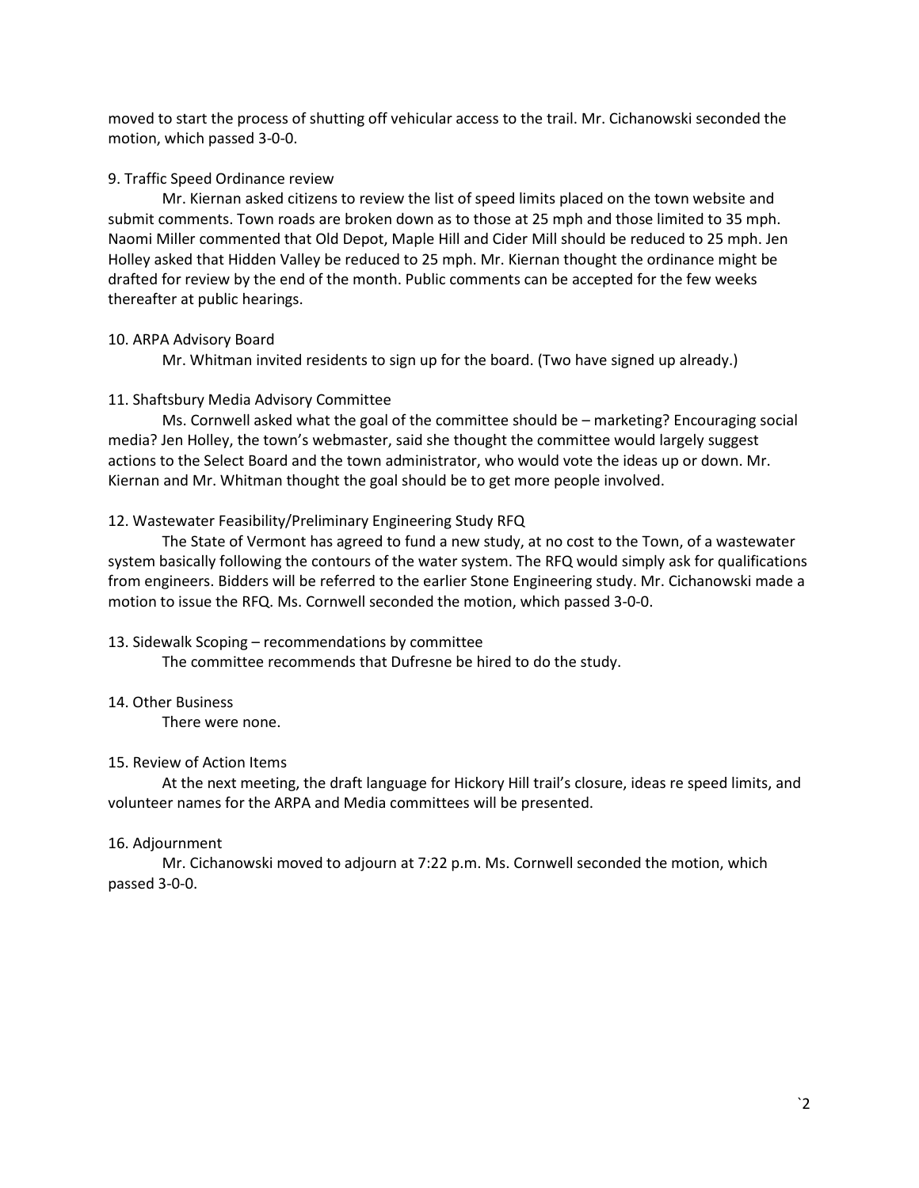moved to start the process of shutting off vehicular access to the trail. Mr. Cichanowski seconded the motion, which passed 3-0-0.

9. Traffic Speed Ordinance review

Mr. Kiernan asked citizens to review the list of speed limits placed on the town website and submit comments. Town roads are broken down as to those at 25 mph and those limited to 35 mph. Naomi Miller commented that Old Depot, Maple Hill and Cider Mill should be reduced to 25 mph. Jen Holley asked that Hidden Valley be reduced to 25 mph. Mr. Kiernan thought the ordinance might be drafted for review by the end of the month. Public comments can be accepted for the few weeks thereafter at public hearings.

10. ARPA Advisory Board

Mr. Whitman invited residents to sign up for the board. (Two have signed up already.)

11. Shaftsbury Media Advisory Committee

Ms. Cornwell asked what the goal of the committee should be – marketing? Encouraging social media? Jen Holley, the town's webmaster, said she thought the committee would largely suggest actions to the Select Board and the town administrator, who would vote the ideas up or down. Mr. Kiernan and Mr. Whitman thought the goal should be to get more people involved.

12. Wastewater Feasibility/Preliminary Engineering Study RFQ

The State of Vermont has agreed to fund a new study, at no cost to the Town, of a wastewater system basically following the contours of the water system. The RFQ would simply ask for qualifications from engineers. Bidders will be referred to the earlier Stone Engineering study. Mr. Cichanowski made a motion to issue the RFQ. Ms. Cornwell seconded the motion, which passed 3-0-0.

13. Sidewalk Scoping – recommendations by committee

The committee recommends that Dufresne be hired to do the study.

14. Other Business

There were none.

15. Review of Action Items

At the next meeting, the draft language for Hickory Hill trail's closure, ideas re speed limits, and volunteer names for the ARPA and Media committees will be presented.

16. Adjournment

Mr. Cichanowski moved to adjourn at 7:22 p.m. Ms. Cornwell seconded the motion, which passed 3-0-0.